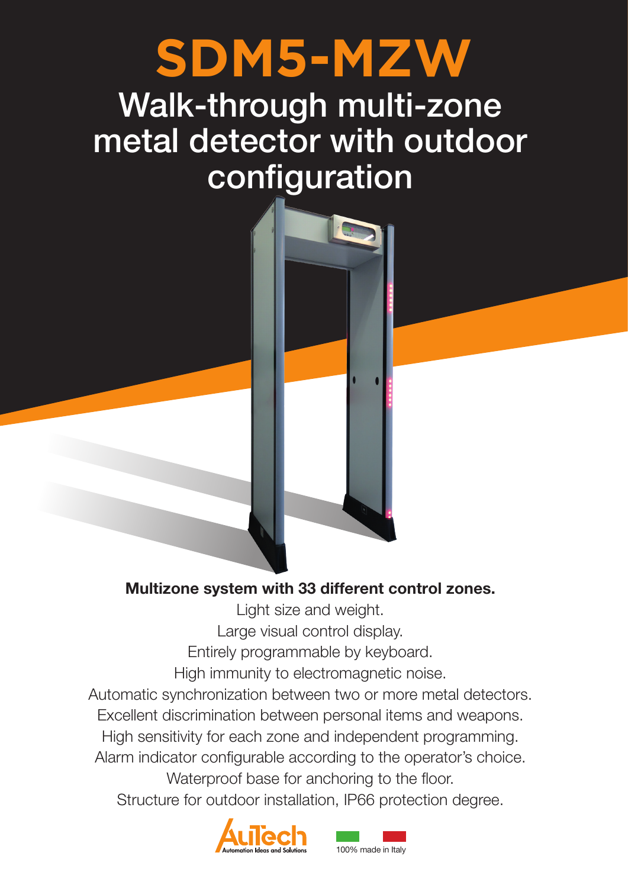# SDM5-MZW

## Walk-through multi-zone metal detector with outdoor configuration

**Multizone system with 33 different control zones.**

Light size and weight.

Large visual control display.

Entirely programmable by keyboard.

High immunity to electromagnetic noise.

Automatic synchronization between two or more metal detectors.

Excellent discrimination between personal items and weapons.

High sensitivity for each zone and independent programming.

Alarm indicator configurable according to the operator's choice.

Waterproof base for anchoring to the floor.

Structure for outdoor installation, IP66 protection degree.

AuTech Automation Ideas and Solutions

100% made in Italy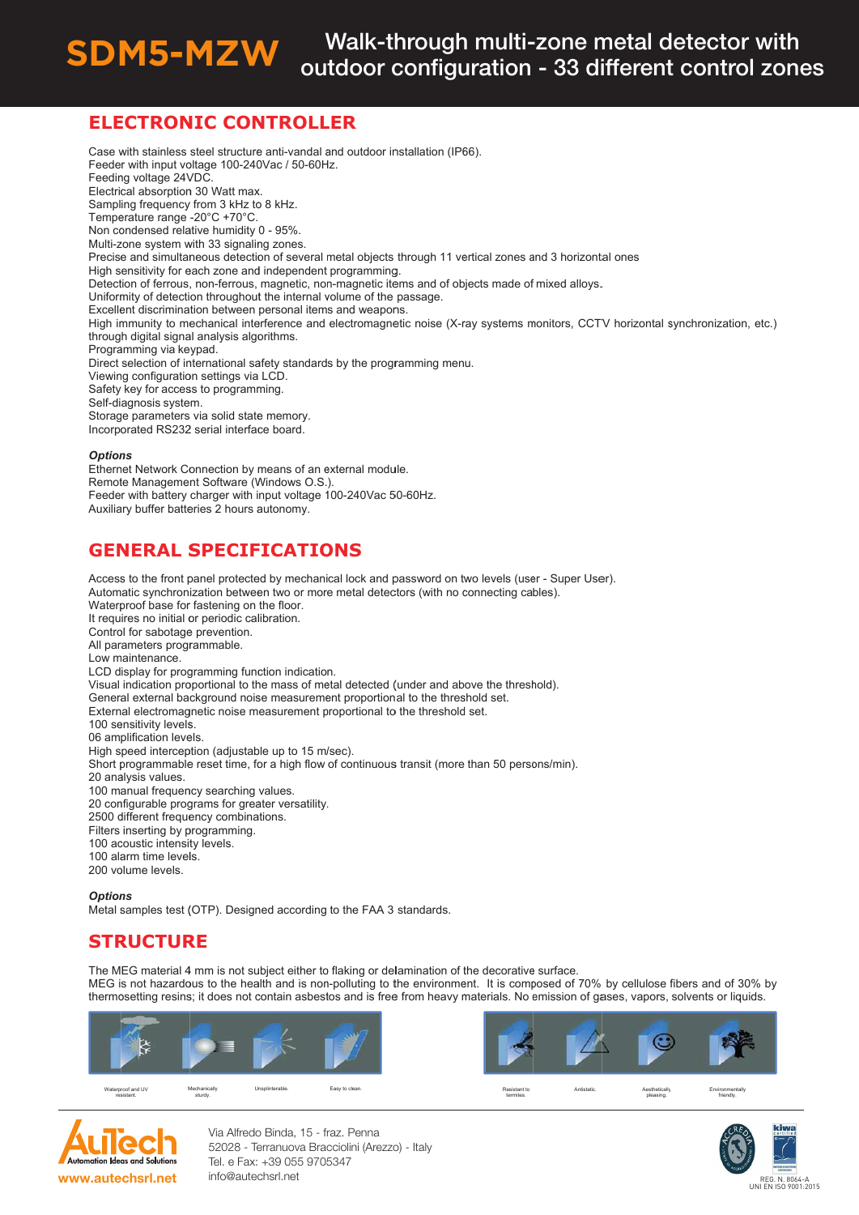# SDM5-MZW

Walk-through multi-zone metal detector with outdoor configuration - 33 different control zones

## ELECTRONIC CONTROLLER

Case with stainless steel structure anti-vandal and outdoor installation (IP66).
Feeder with input voltage 100-240Vac / 50-60Hz.
Feeding voltage 24VDC.
Electrical absorption 30 Watt max.
Sampling frequency from 3 kHz to 8 kHz.
Temperature range -20°C +70°C.
Non condensed relative humidity 0 - 95%.
Multi-zone system with 33 signaling zones.
Precise and simultaneous detection of several metal objects through 11 vertical zones and 3 horizontal ones
High sensitivity for each zone and independent programming.
Detection of ferrous, non-ferrous, magnetic, non-magnetic items and of objects made of mixed alloys.
Uniformity of detection throughout the internal volume of the passage.
Excellent discrimination between personal items and weapons.
High immunity to mechanical interference and electromagnetic noise (X-ray systems monitors, CCTV horizontal synchronization, etc.) through digital signal analysis algorithms.
Programming via keypad.
Direct selection of international safety standards by the programming menu.
Viewing configuration settings via LCD.
Safety key for access to programming.
Self-diagnosis system.
Storage parameters via solid state memory.
Incorporated RS232 serial interface board.

### *Options*

Ethernet Network Connection by means of an external module.
Remote Management Software (Windows O.S.).
Feeder with battery charger with input voltage 100-240Vac 50-60Hz.
Auxiliary buffer batteries 2 hours autonomy.

## GENERAL SPECIFICATIONS

Access to the front panel protected by mechanical lock and password on two levels (user - Super User).
Automatic synchronization between two or more metal detectors (with no connecting cables).
Waterproof base for fastening on the floor.
It requires no initial or periodic calibration.
Control for sabotage prevention.
All parameters programmable.
Low maintenance.
LCD display for programming function indication.
Visual indication proportional to the mass of metal detected (under and above the threshold).
General external background noise measurement proportional to the threshold set.
External electromagnetic noise measurement proportional to the threshold set.
100 sensitivity levels.
06 amplification levels.
High speed interception (adjustable up to 15 m/sec).
Short programmable reset time, for a high flow of continuous transit (more than 50 persons/min).
20 analysis values.
100 manual frequency searching values.
20 configurable programs for greater versatility.
2500 different frequency combinations.
Filters inserting by programming.
100 acoustic intensity levels.
100 alarm time levels.
200 volume levels.

### *Options*

Metal samples test (OTP). Designed according to the FAA 3 standards.

## STRUCTURE

The MEG material 4 mm is not subject either to flaking or delamination of the decorative surface.
MEG is not hazardous to the health and is non-polluting to the environment. It is composed of 70% by cellulose fibers and of 30% by thermosetting resins; it does not contain asbestos and is free from heavy materials. No emission of gases, vapors, solvents or liquids.

Waterproof and UV resistant. | Mechanically sturdy. | Unsplinterable. | Easy to clean.

Resistant to termites. | Antistatic. | Aesthetically pleasing. | Environmentally friendly.

AuTech – Automation Ideas and Solutions
www.autechsrl.net

Via Alfredo Binda, 15 - fraz. Penna
52028 - Terranuova Bracciolini (Arezzo) - Italy
Tel. e Fax: +39 055 9705347
info@autechsrl.net

REG. N. 8064-A
UNI EN ISO 9001:2015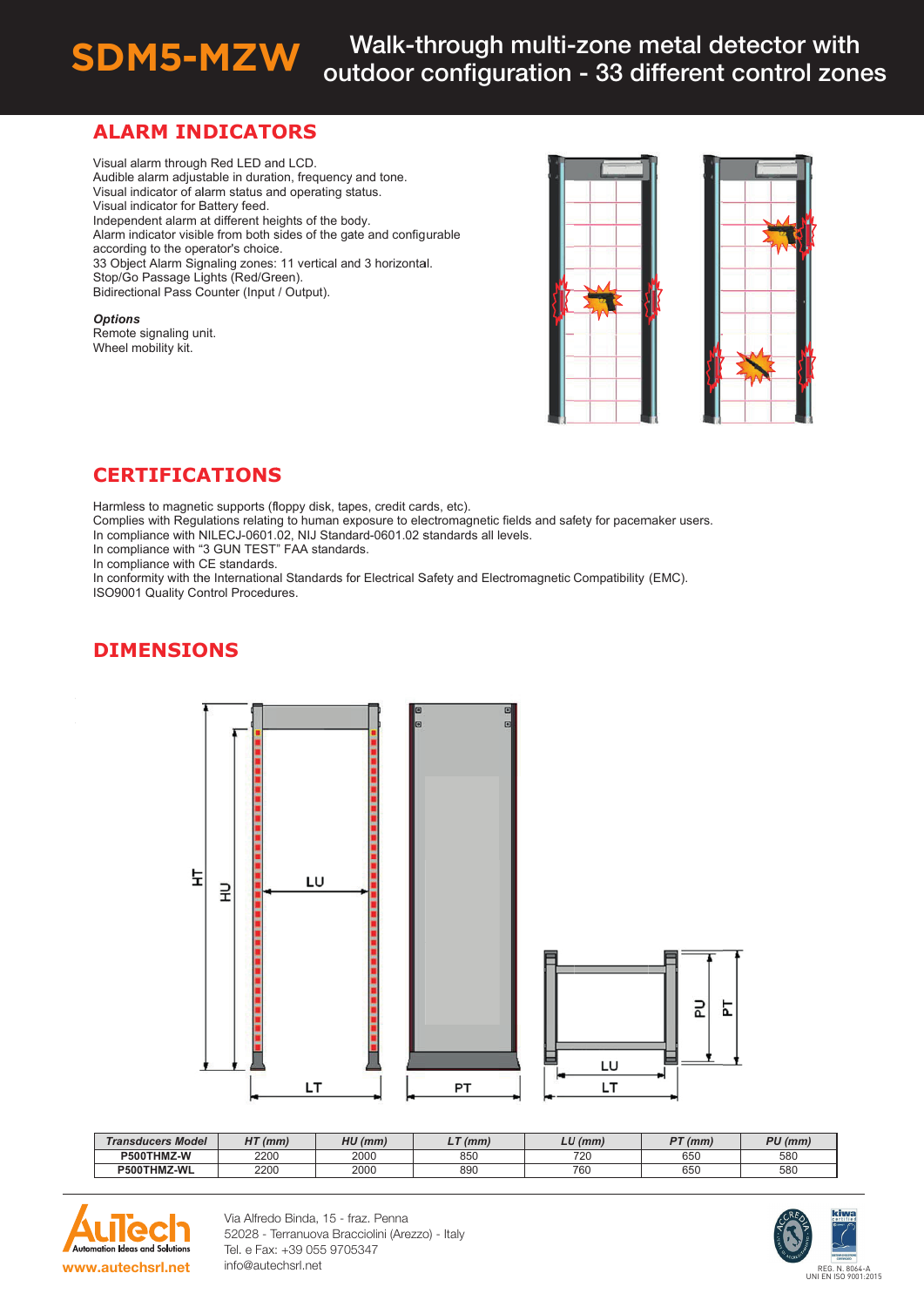# SDM5-MZW

Walk-through multi-zone metal detector with outdoor configuration - 33 different control zones

## ALARM INDICATORS

Visual alarm through Red LED and LCD.
Audible alarm adjustable in duration, frequency and tone.
Visual indicator of alarm status and operating status.
Visual indicator for Battery feed.
Independent alarm at different heights of the body.
Alarm indicator visible from both sides of the gate and configurable according to the operator's choice.
33 Object Alarm Signaling zones: 11 vertical and 3 horizontal.
Stop/Go Passage Lights (Red/Green).
Bidirectional Pass Counter (Input / Output).

***Options***
Remote signaling unit.
Wheel mobility kit.

## CERTIFICATIONS

Harmless to magnetic supports (floppy disk, tapes, credit cards, etc).
Complies with Regulations relating to human exposure to electromagnetic fields and safety for pacemaker users.
In compliance with NILECJ-0601.02, NIJ Standard-0601.02 standards all levels.
In compliance with "3 GUN TEST" FAA standards.
In compliance with CE standards.
In conformity with the International Standards for Electrical Safety and Electromagnetic Compatibility (EMC).
ISO9001 Quality Control Procedures.

## DIMENSIONS

HT
HU
LU
LT
PT
PU

| Transducers Model | HT (mm) | HU (mm) | LT (mm) | LU (mm) | PT (mm) | PU (mm) |
|---|---|---|---|---|---|---|
| P500THMZ-W | 2200 | 2000 | 850 | 720 | 650 | 580 |
| P500THMZ-WL | 2200 | 2000 | 890 | 760 | 650 | 580 |

AuTech
Automation Ideas and Solutions
www.autechsrl.net

Via Alfredo Binda, 15 - fraz. Penna
52028 - Terranuova Bracciolini (Arezzo) - Italy
Tel. e Fax: +39 055 9705347
info@autechsrl.net

REG. N. 8064-A
UNI EN ISO 9001:2015